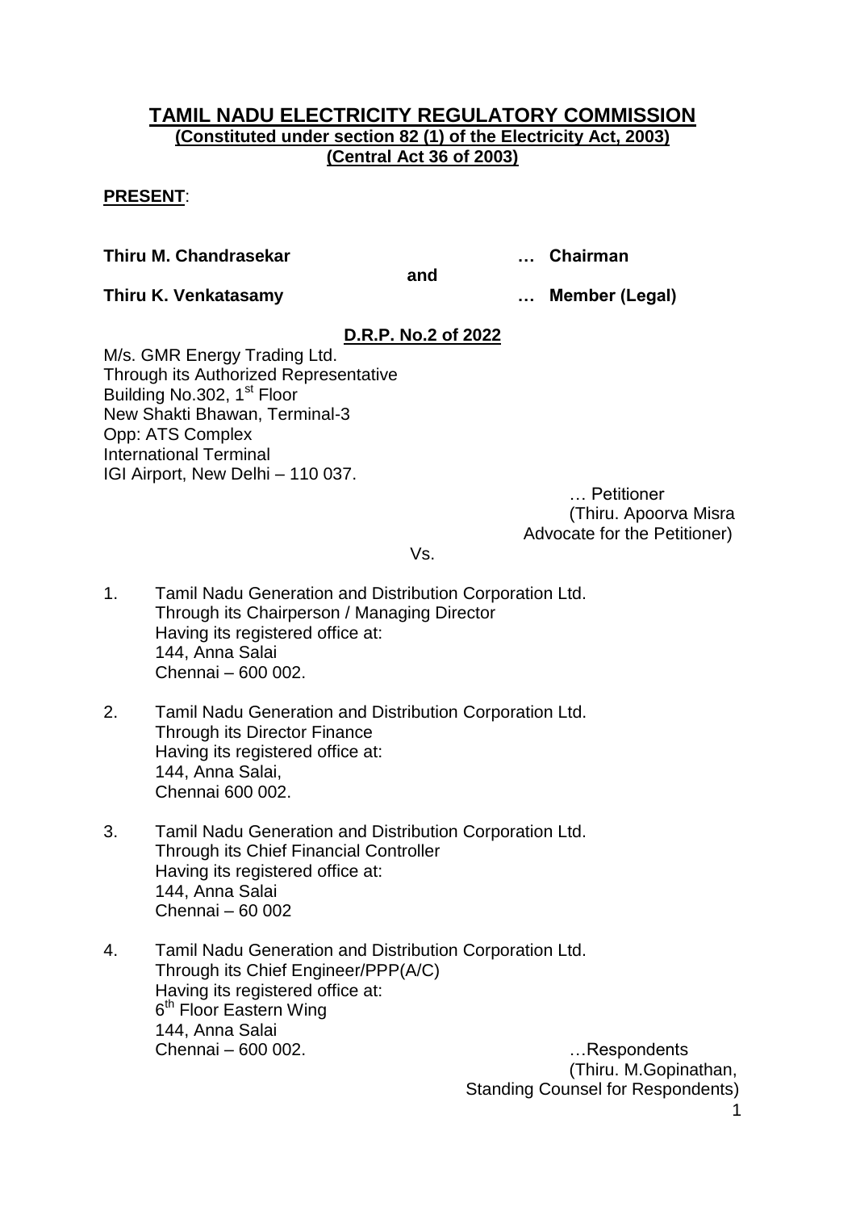# TAMIL NADU ELECTRICITY REGULATORY COMMISSION

**(Constituted under section 82 (1) of the Electricity Act, 2003)**
**(Central Act 36 of 2003)**

**PRESENT**:

**Thiru M. Chandrasekar** … **Chairman**

**and**

**Thiru K. Venkatasamy** … **Member (Legal)**

**D.R.P. No.2 of 2022**

M/s. GMR Energy Trading Ltd.
Through its Authorized Representative
Building No.302, 1st Floor
New Shakti Bhawan, Terminal-3
Opp: ATS Complex
International Terminal
IGI Airport, New Delhi – 110 037.

… Petitioner
(Thiru. Apoorva Misra
Advocate for the Petitioner)

Vs.

1. Tamil Nadu Generation and Distribution Corporation Ltd.
   Through its Chairperson / Managing Director
   Having its registered office at:
   144, Anna Salai
   Chennai – 600 002.

2. Tamil Nadu Generation and Distribution Corporation Ltd.
   Through its Director Finance
   Having its registered office at:
   144, Anna Salai,
   Chennai 600 002.

3. Tamil Nadu Generation and Distribution Corporation Ltd.
   Through its Chief Financial Controller
   Having its registered office at:
   144, Anna Salai
   Chennai – 60 002

4. Tamil Nadu Generation and Distribution Corporation Ltd.
   Through its Chief Engineer/PPP(A/C)
   Having its registered office at:
   6th Floor Eastern Wing
   144, Anna Salai
   Chennai – 600 002.

…Respondents
(Thiru. M.Gopinathan,
Standing Counsel for Respondents)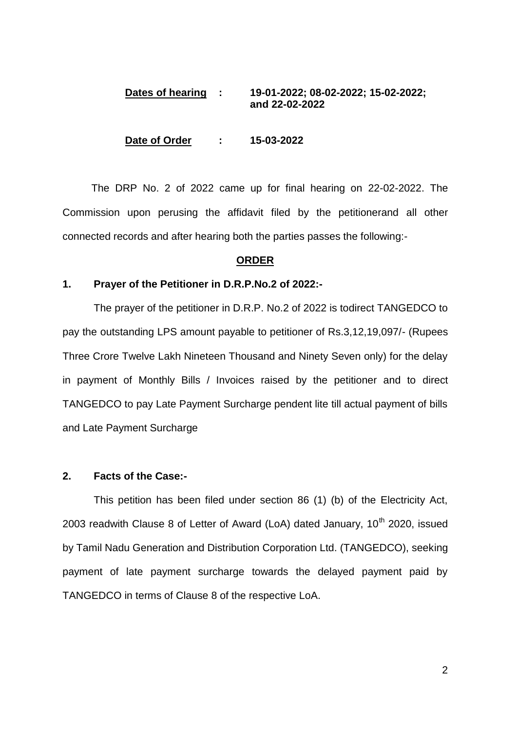**Dates of hearing** : **19-01-2022; 08-02-2022; 15-02-2022; and 22-02-2022**

**Date of Order** : **15-03-2022**

The DRP No. 2 of 2022 came up for final hearing on 22-02-2022. The Commission upon perusing the affidavit filed by the petitionerand all other connected records and after hearing both the parties passes the following:-

## ORDER

### 1. Prayer of the Petitioner in D.R.P.No.2 of 2022:-

The prayer of the petitioner in D.R.P. No.2 of 2022 is todirect TANGEDCO to pay the outstanding LPS amount payable to petitioner of Rs.3,12,19,097/- (Rupees Three Crore Twelve Lakh Nineteen Thousand and Ninety Seven only) for the delay in payment of Monthly Bills / Invoices raised by the petitioner and to direct TANGEDCO to pay Late Payment Surcharge pendent lite till actual payment of bills and Late Payment Surcharge

### 2. Facts of the Case:-

This petition has been filed under section 86 (1) (b) of the Electricity Act, 2003 readwith Clause 8 of Letter of Award (LoA) dated January, 10th 2020, issued by Tamil Nadu Generation and Distribution Corporation Ltd. (TANGEDCO), seeking payment of late payment surcharge towards the delayed payment paid by TANGEDCO in terms of Clause 8 of the respective LoA.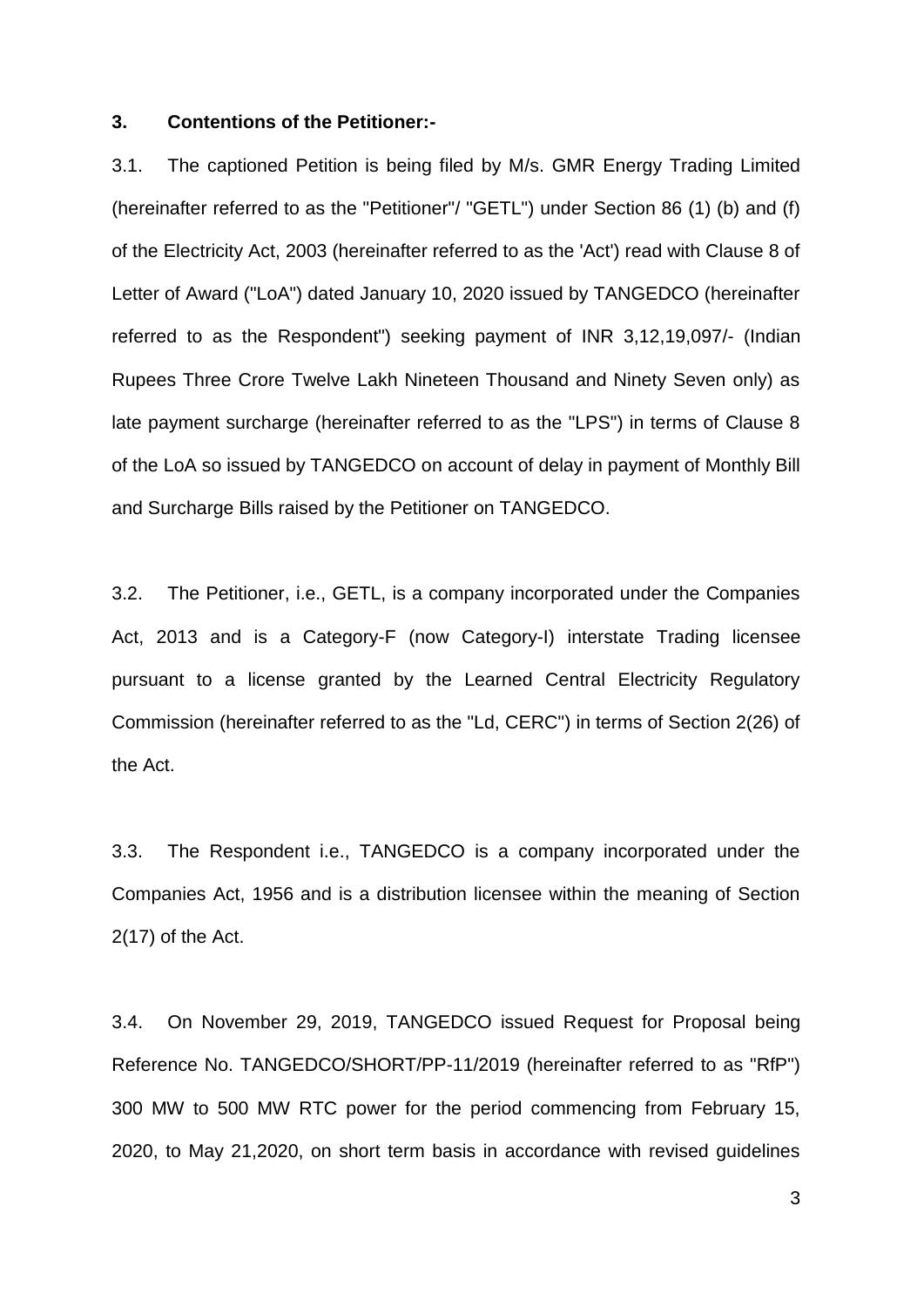**3. Contentions of the Petitioner:-**

3.1. The captioned Petition is being filed by M/s. GMR Energy Trading Limited (hereinafter referred to as the "Petitioner"/ "GETL") under Section 86 (1) (b) and (f) of the Electricity Act, 2003 (hereinafter referred to as the 'Act') read with Clause 8 of Letter of Award ("LoA") dated January 10, 2020 issued by TANGEDCO (hereinafter referred to as the Respondent") seeking payment of INR 3,12,19,097/- (Indian Rupees Three Crore Twelve Lakh Nineteen Thousand and Ninety Seven only) as late payment surcharge (hereinafter referred to as the "LPS") in terms of Clause 8 of the LoA so issued by TANGEDCO on account of delay in payment of Monthly Bill and Surcharge Bills raised by the Petitioner on TANGEDCO.

3.2. The Petitioner, i.e., GETL, is a company incorporated under the Companies Act, 2013 and is a Category-F (now Category-I) interstate Trading licensee pursuant to a license granted by the Learned Central Electricity Regulatory Commission (hereinafter referred to as the "Ld, CERC") in terms of Section 2(26) of the Act.

3.3. The Respondent i.e., TANGEDCO is a company incorporated under the Companies Act, 1956 and is a distribution licensee within the meaning of Section 2(17) of the Act.

3.4. On November 29, 2019, TANGEDCO issued Request for Proposal being Reference No. TANGEDCO/SHORT/PP-11/2019 (hereinafter referred to as "RfP") 300 MW to 500 MW RTC power for the period commencing from February 15, 2020, to May 21,2020, on short term basis in accordance with revised guidelines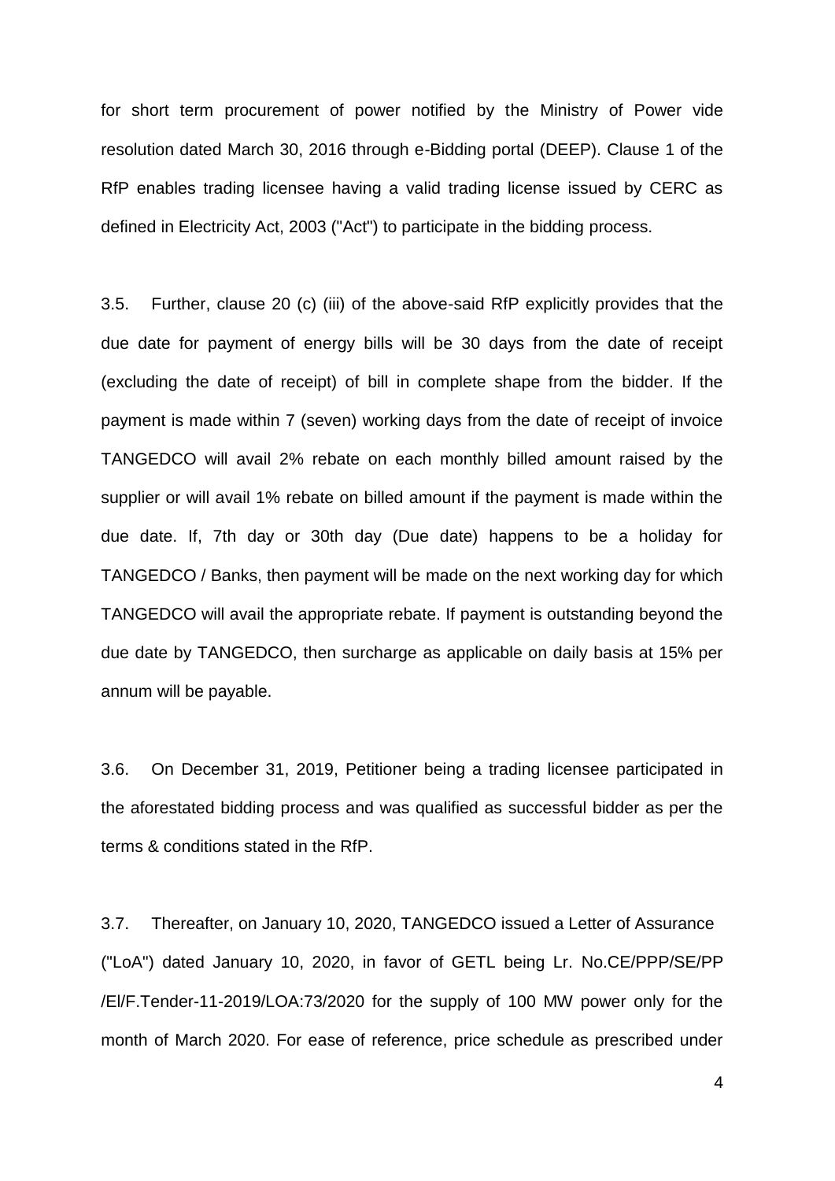for short term procurement of power notified by the Ministry of Power vide resolution dated March 30, 2016 through e-Bidding portal (DEEP). Clause 1 of the RfP enables trading licensee having a valid trading license issued by CERC as defined in Electricity Act, 2003 ("Act") to participate in the bidding process.

3.5. Further, clause 20 (c) (iii) of the above-said RfP explicitly provides that the due date for payment of energy bills will be 30 days from the date of receipt (excluding the date of receipt) of bill in complete shape from the bidder. If the payment is made within 7 (seven) working days from the date of receipt of invoice TANGEDCO will avail 2% rebate on each monthly billed amount raised by the supplier or will avail 1% rebate on billed amount if the payment is made within the due date. If, 7th day or 30th day (Due date) happens to be a holiday for TANGEDCO / Banks, then payment will be made on the next working day for which TANGEDCO will avail the appropriate rebate. If payment is outstanding beyond the due date by TANGEDCO, then surcharge as applicable on daily basis at 15% per annum will be payable.

3.6. On December 31, 2019, Petitioner being a trading licensee participated in the aforestated bidding process and was qualified as successful bidder as per the terms & conditions stated in the RfP.

3.7. Thereafter, on January 10, 2020, TANGEDCO issued a Letter of Assurance ("LoA") dated January 10, 2020, in favor of GETL being Lr. No.CE/PPP/SE/PP /El/F.Tender-11-2019/LOA:73/2020 for the supply of 100 MW power only for the month of March 2020. For ease of reference, price schedule as prescribed under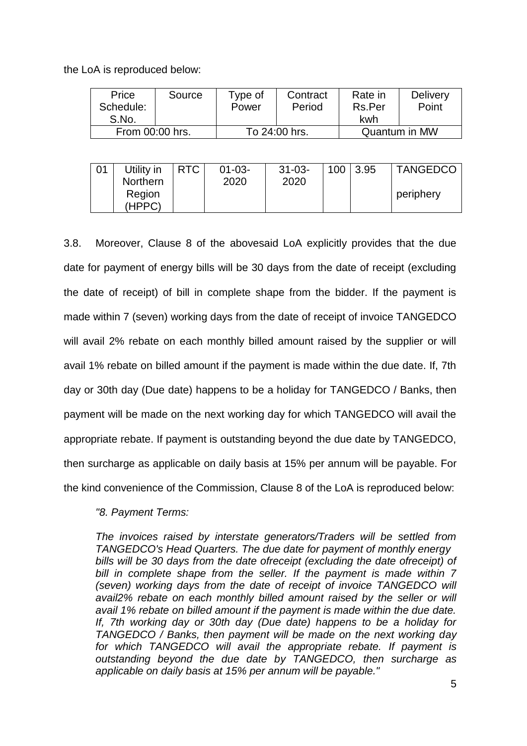the LoA is reproduced below:

| Price Schedule: S.No. | Source | Type of Power | Contract Period | | Rate in Rs.Per kwh | Delivery Point |
|---|---|---|---|---|---|---|
| From 00:00 hrs. | | To 24:00 hrs. | | Quantum in MW | | |
| 01 | Utility in Northern Region (HPPC) | RTC | 01-03-2020 | 31-03-2020 | 100 | 3.95 | TANGEDCO periphery |

3.8. Moreover, Clause 8 of the abovesaid LoA explicitly provides that the due date for payment of energy bills will be 30 days from the date of receipt (excluding the date of receipt) of bill in complete shape from the bidder. If the payment is made within 7 (seven) working days from the date of receipt of invoice TANGEDCO will avail 2% rebate on each monthly billed amount raised by the supplier or will avail 1% rebate on billed amount if the payment is made within the due date. If, 7th day or 30th day (Due date) happens to be a holiday for TANGEDCO / Banks, then payment will be made on the next working day for which TANGEDCO will avail the appropriate rebate. If payment is outstanding beyond the due date by TANGEDCO, then surcharge as applicable on daily basis at 15% per annum will be payable. For the kind convenience of the Commission, Clause 8 of the LoA is reproduced below:

> *"8. Payment Terms:*
>
> *The invoices raised by interstate generators/Traders will be settled from TANGEDCO's Head Quarters. The due date for payment of monthly energy bills will be 30 days from the date ofreceipt (excluding the date ofreceipt) of bill in complete shape from the seller. If the payment is made within 7 (seven) working days from the date of receipt of invoice TANGEDCO will avail2% rebate on each monthly billed amount raised by the seller or will avail 1% rebate on billed amount if the payment is made within the due date. If, 7th working day or 30th day (Due date) happens to be a holiday for TANGEDCO / Banks, then payment will be made on the next working day for which TANGEDCO will avail the appropriate rebate. If payment is outstanding beyond the due date by TANGEDCO, then surcharge as applicable on daily basis at 15% per annum will be payable."*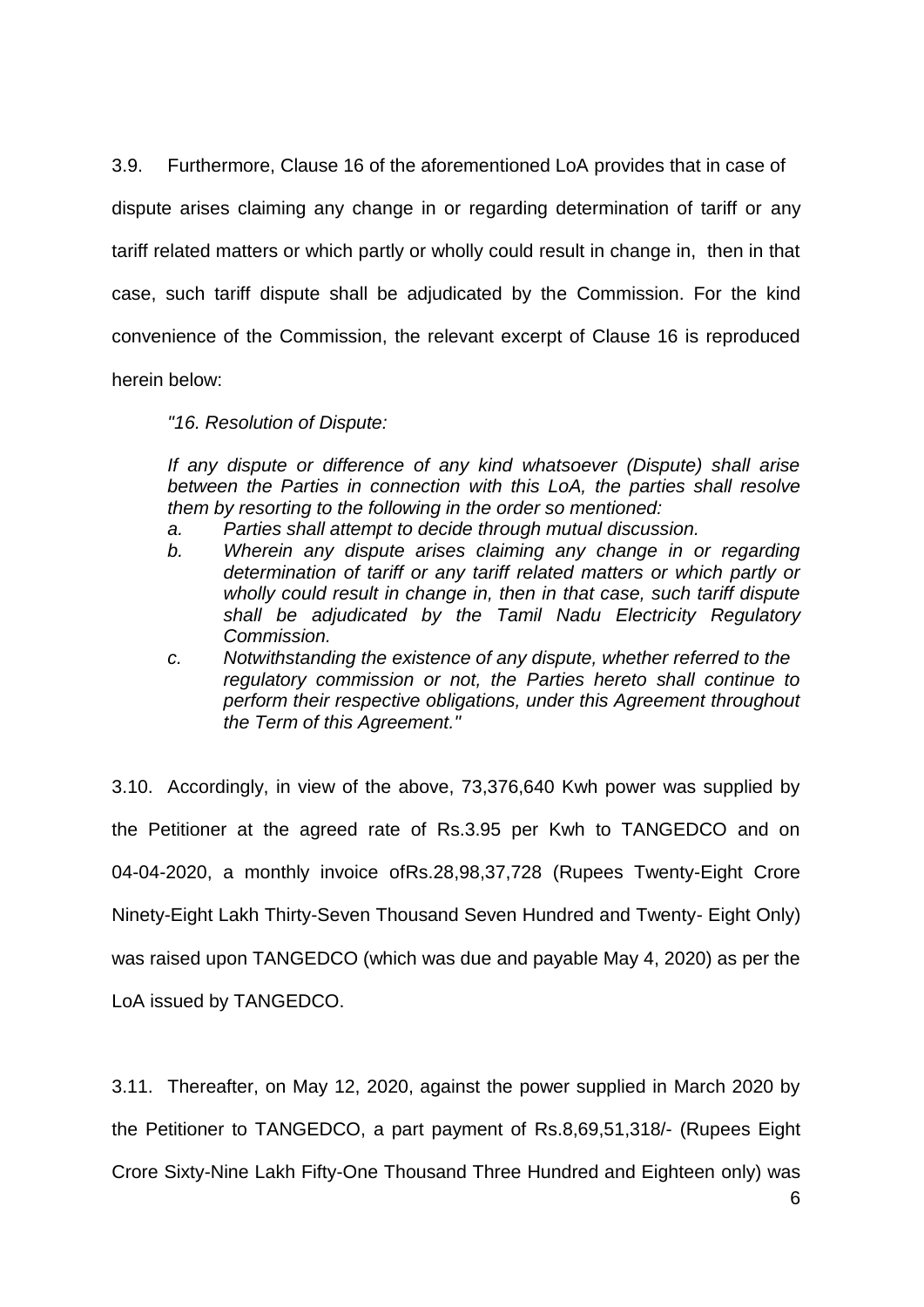3.9. Furthermore, Clause 16 of the aforementioned LoA provides that in case of dispute arises claiming any change in or regarding determination of tariff or any tariff related matters or which partly or wholly could result in change in, then in that case, such tariff dispute shall be adjudicated by the Commission. For the kind convenience of the Commission, the relevant excerpt of Clause 16 is reproduced herein below:

> *"16. Resolution of Dispute:*
>
> *If any dispute or difference of any kind whatsoever (Dispute) shall arise between the Parties in connection with this LoA, the parties shall resolve them by resorting to the following in the order so mentioned:*
>
> *a. Parties shall attempt to decide through mutual discussion.*
>
> *b. Wherein any dispute arises claiming any change in or regarding determination of tariff or any tariff related matters or which partly or wholly could result in change in, then in that case, such tariff dispute shall be adjudicated by the Tamil Nadu Electricity Regulatory Commission.*
>
> *c. Notwithstanding the existence of any dispute, whether referred to the regulatory commission or not, the Parties hereto shall continue to perform their respective obligations, under this Agreement throughout the Term of this Agreement."*

3.10. Accordingly, in view of the above, 73,376,640 Kwh power was supplied by the Petitioner at the agreed rate of Rs.3.95 per Kwh to TANGEDCO and on 04-04-2020, a monthly invoice ofRs.28,98,37,728 (Rupees Twenty-Eight Crore Ninety-Eight Lakh Thirty-Seven Thousand Seven Hundred and Twenty- Eight Only) was raised upon TANGEDCO (which was due and payable May 4, 2020) as per the LoA issued by TANGEDCO.

3.11. Thereafter, on May 12, 2020, against the power supplied in March 2020 by the Petitioner to TANGEDCO, a part payment of Rs.8,69,51,318/- (Rupees Eight Crore Sixty-Nine Lakh Fifty-One Thousand Three Hundred and Eighteen only) was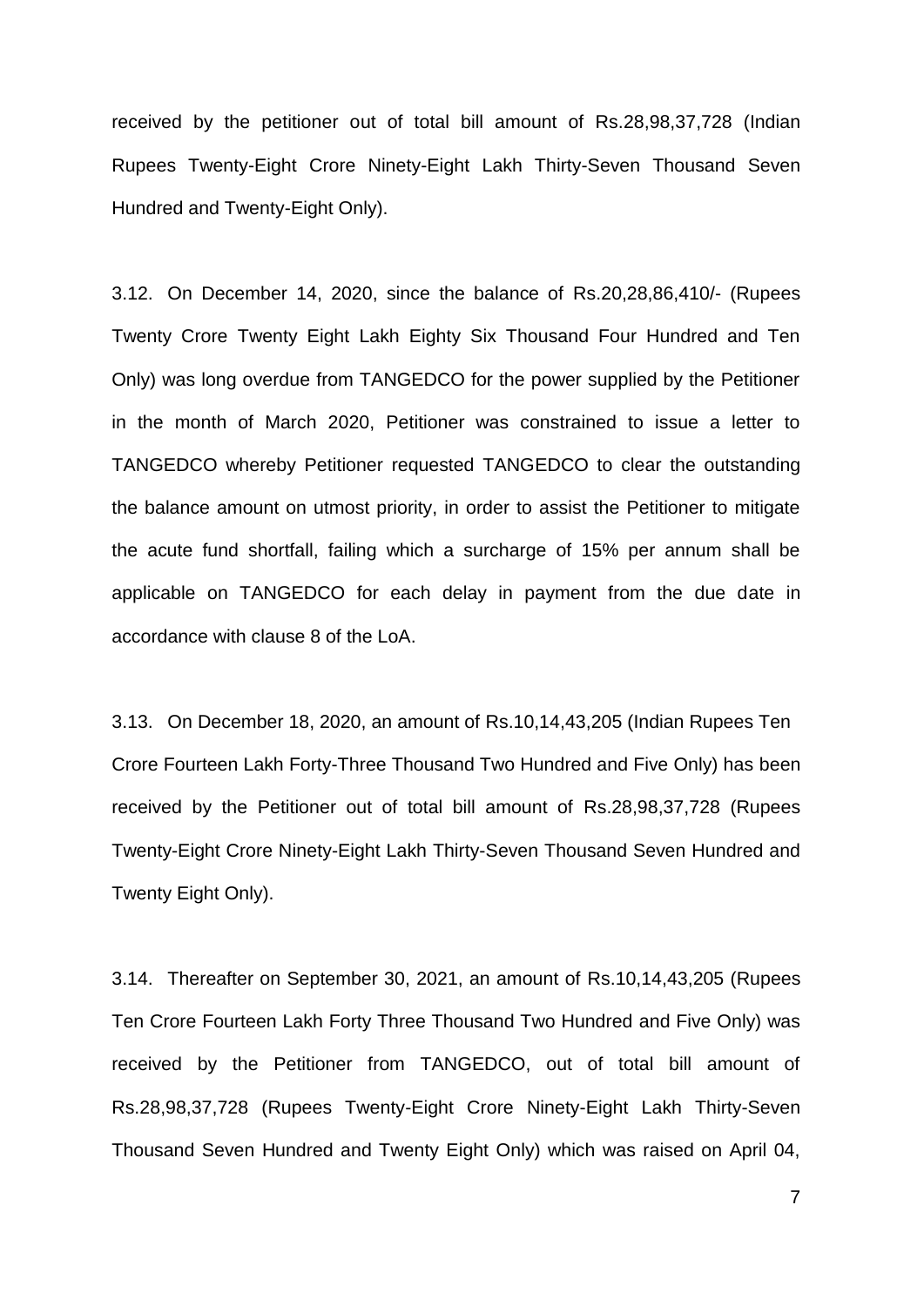received by the petitioner out of total bill amount of Rs.28,98,37,728 (Indian Rupees Twenty-Eight Crore Ninety-Eight Lakh Thirty-Seven Thousand Seven Hundred and Twenty-Eight Only).

3.12. On December 14, 2020, since the balance of Rs.20,28,86,410/- (Rupees Twenty Crore Twenty Eight Lakh Eighty Six Thousand Four Hundred and Ten Only) was long overdue from TANGEDCO for the power supplied by the Petitioner in the month of March 2020, Petitioner was constrained to issue a letter to TANGEDCO whereby Petitioner requested TANGEDCO to clear the outstanding the balance amount on utmost priority, in order to assist the Petitioner to mitigate the acute fund shortfall, failing which a surcharge of 15% per annum shall be applicable on TANGEDCO for each delay in payment from the due date in accordance with clause 8 of the LoA.

3.13. On December 18, 2020, an amount of Rs.10,14,43,205 (Indian Rupees Ten Crore Fourteen Lakh Forty-Three Thousand Two Hundred and Five Only) has been received by the Petitioner out of total bill amount of Rs.28,98,37,728 (Rupees Twenty-Eight Crore Ninety-Eight Lakh Thirty-Seven Thousand Seven Hundred and Twenty Eight Only).

3.14. Thereafter on September 30, 2021, an amount of Rs.10,14,43,205 (Rupees Ten Crore Fourteen Lakh Forty Three Thousand Two Hundred and Five Only) was received by the Petitioner from TANGEDCO, out of total bill amount of Rs.28,98,37,728 (Rupees Twenty-Eight Crore Ninety-Eight Lakh Thirty-Seven Thousand Seven Hundred and Twenty Eight Only) which was raised on April 04,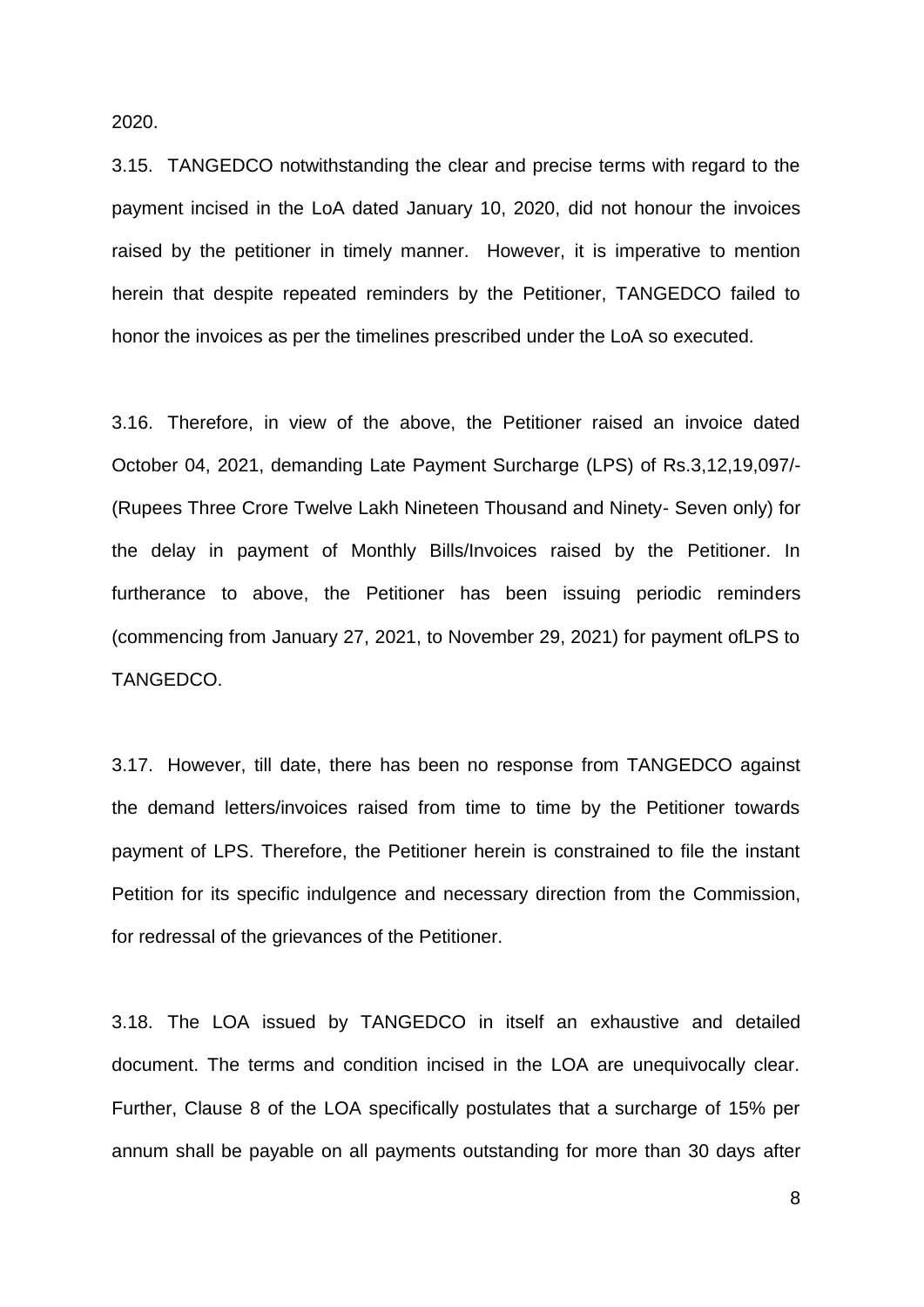2020.

3.15. TANGEDCO notwithstanding the clear and precise terms with regard to the payment incised in the LoA dated January 10, 2020, did not honour the invoices raised by the petitioner in timely manner. However, it is imperative to mention herein that despite repeated reminders by the Petitioner, TANGEDCO failed to honor the invoices as per the timelines prescribed under the LoA so executed.

3.16. Therefore, in view of the above, the Petitioner raised an invoice dated October 04, 2021, demanding Late Payment Surcharge (LPS) of Rs.3,12,19,097/- (Rupees Three Crore Twelve Lakh Nineteen Thousand and Ninety- Seven only) for the delay in payment of Monthly Bills/Invoices raised by the Petitioner. In furtherance to above, the Petitioner has been issuing periodic reminders (commencing from January 27, 2021, to November 29, 2021) for payment ofLPS to TANGEDCO.

3.17. However, till date, there has been no response from TANGEDCO against the demand letters/invoices raised from time to time by the Petitioner towards payment of LPS. Therefore, the Petitioner herein is constrained to file the instant Petition for its specific indulgence and necessary direction from the Commission, for redressal of the grievances of the Petitioner.

3.18. The LOA issued by TANGEDCO in itself an exhaustive and detailed document. The terms and condition incised in the LOA are unequivocally clear. Further, Clause 8 of the LOA specifically postulates that a surcharge of 15% per annum shall be payable on all payments outstanding for more than 30 days after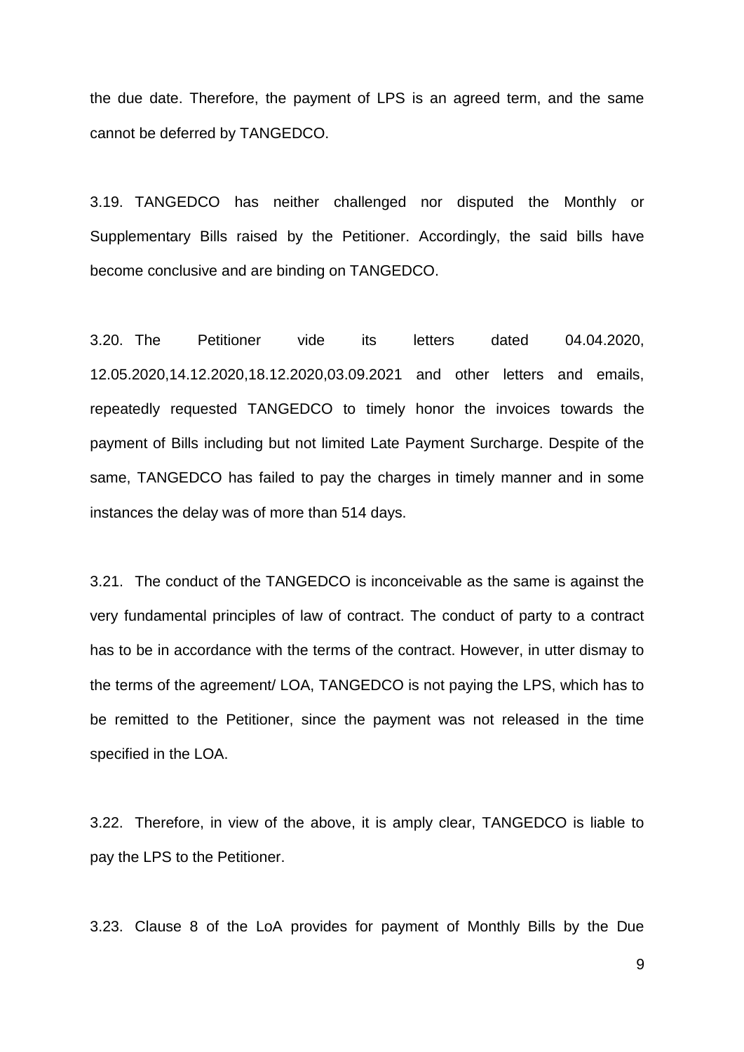the due date. Therefore, the payment of LPS is an agreed term, and the same cannot be deferred by TANGEDCO.

3.19. TANGEDCO has neither challenged nor disputed the Monthly or Supplementary Bills raised by the Petitioner. Accordingly, the said bills have become conclusive and are binding on TANGEDCO.

3.20. The Petitioner vide its letters dated 04.04.2020, 12.05.2020,14.12.2020,18.12.2020,03.09.2021 and other letters and emails, repeatedly requested TANGEDCO to timely honor the invoices towards the payment of Bills including but not limited Late Payment Surcharge. Despite of the same, TANGEDCO has failed to pay the charges in timely manner and in some instances the delay was of more than 514 days.

3.21. The conduct of the TANGEDCO is inconceivable as the same is against the very fundamental principles of law of contract. The conduct of party to a contract has to be in accordance with the terms of the contract. However, in utter dismay to the terms of the agreement/ LOA, TANGEDCO is not paying the LPS, which has to be remitted to the Petitioner, since the payment was not released in the time specified in the LOA.

3.22. Therefore, in view of the above, it is amply clear, TANGEDCO is liable to pay the LPS to the Petitioner.

3.23. Clause 8 of the LoA provides for payment of Monthly Bills by the Due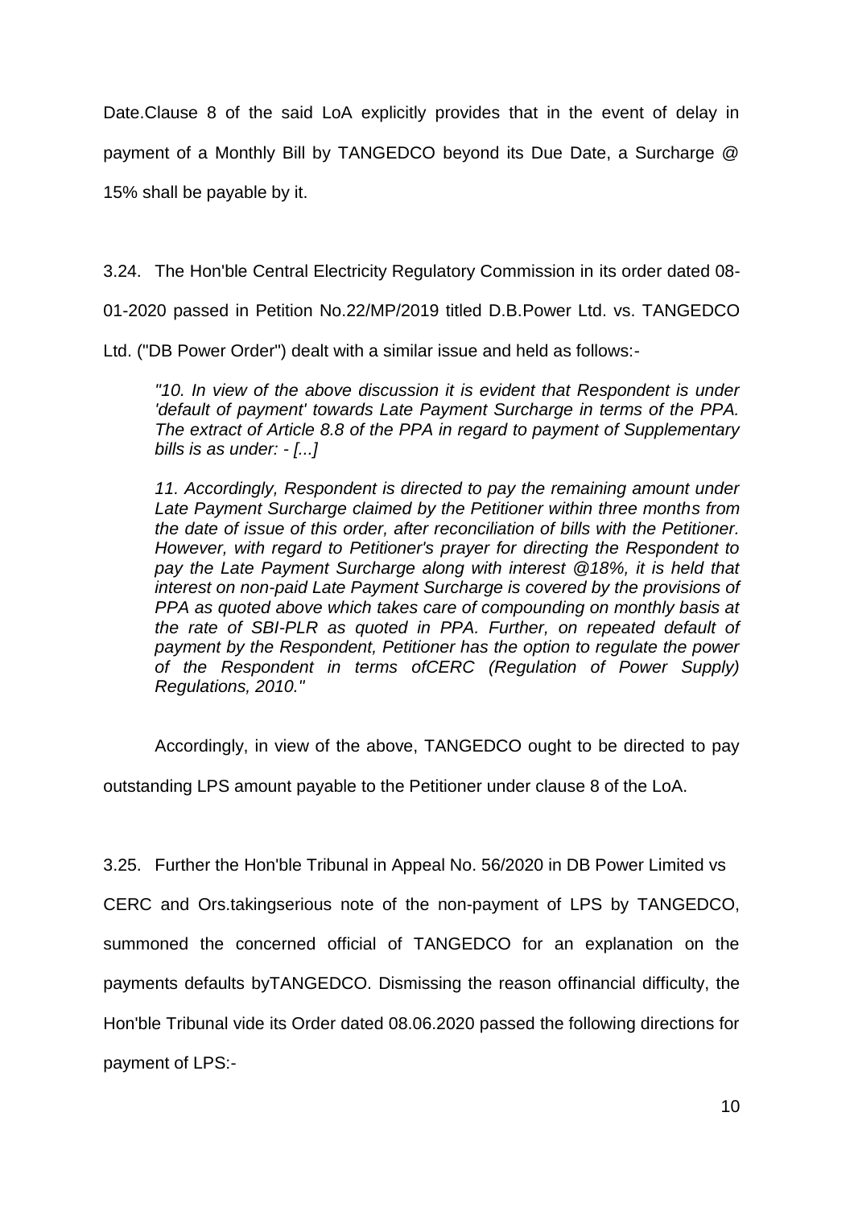Date.Clause 8 of the said LoA explicitly provides that in the event of delay in payment of a Monthly Bill by TANGEDCO beyond its Due Date, a Surcharge @ 15% shall be payable by it.

3.24. The Hon'ble Central Electricity Regulatory Commission in its order dated 08-01-2020 passed in Petition No.22/MP/2019 titled D.B.Power Ltd. vs. TANGEDCO Ltd. ("DB Power Order") dealt with a similar issue and held as follows:-

> *"10. In view of the above discussion it is evident that Respondent is under 'default of payment' towards Late Payment Surcharge in terms of the PPA. The extract of Article 8.8 of the PPA in regard to payment of Supplementary bills is as under: - [...]*
>
> *11. Accordingly, Respondent is directed to pay the remaining amount under Late Payment Surcharge claimed by the Petitioner within three months from the date of issue of this order, after reconciliation of bills with the Petitioner. However, with regard to Petitioner's prayer for directing the Respondent to pay the Late Payment Surcharge along with interest @18%, it is held that interest on non-paid Late Payment Surcharge is covered by the provisions of PPA as quoted above which takes care of compounding on monthly basis at the rate of SBI-PLR as quoted in PPA. Further, on repeated default of payment by the Respondent, Petitioner has the option to regulate the power of the Respondent in terms ofCERC (Regulation of Power Supply) Regulations, 2010."*

Accordingly, in view of the above, TANGEDCO ought to be directed to pay outstanding LPS amount payable to the Petitioner under clause 8 of the LoA.

3.25. Further the Hon'ble Tribunal in Appeal No. 56/2020 in DB Power Limited vs CERC and Ors.takingserious note of the non-payment of LPS by TANGEDCO, summoned the concerned official of TANGEDCO for an explanation on the payments defaults byTANGEDCO. Dismissing the reason offinancial difficulty, the Hon'ble Tribunal vide its Order dated 08.06.2020 passed the following directions for payment of LPS:-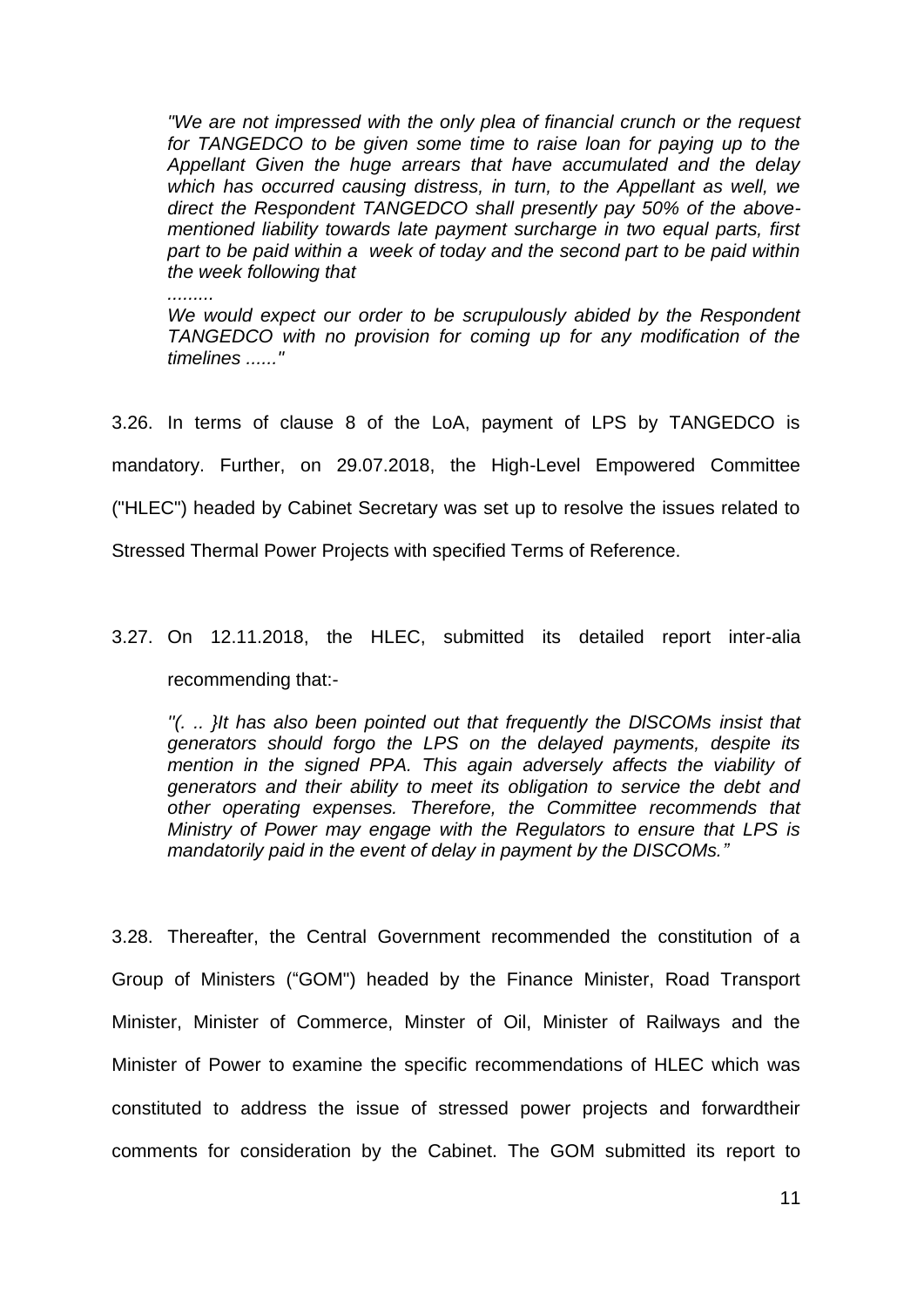*"We are not impressed with the only plea of financial crunch or the request for TANGEDCO to be given some time to raise loan for paying up to the Appellant Given the huge arrears that have accumulated and the delay which has occurred causing distress, in turn, to the Appellant as well, we direct the Respondent TANGEDCO shall presently pay 50% of the above-mentioned liability towards late payment surcharge in two equal parts, first part to be paid within a week of today and the second part to be paid within the week following that*

*.........*

*We would expect our order to be scrupulously abided by the Respondent TANGEDCO with no provision for coming up for any modification of the timelines ......"*

3.26. In terms of clause 8 of the LoA, payment of LPS by TANGEDCO is mandatory. Further, on 29.07.2018, the High-Level Empowered Committee ("HLEC") headed by Cabinet Secretary was set up to resolve the issues related to Stressed Thermal Power Projects with specified Terms of Reference.

3.27. On 12.11.2018, the HLEC, submitted its detailed report inter-alia recommending that:-

*"(. .. }It has also been pointed out that frequently the DlSCOMs insist that generators should forgo the LPS on the delayed payments, despite its mention in the signed PPA. This again adversely affects the viability of generators and their ability to meet its obligation to service the debt and other operating expenses. Therefore, the Committee recommends that Ministry of Power may engage with the Regulators to ensure that LPS is mandatorily paid in the event of delay in payment by the DISCOMs."*

3.28. Thereafter, the Central Government recommended the constitution of a Group of Ministers ("GOM") headed by the Finance Minister, Road Transport Minister, Minister of Commerce, Minster of Oil, Minister of Railways and the Minister of Power to examine the specific recommendations of HLEC which was constituted to address the issue of stressed power projects and forwardtheir comments for consideration by the Cabinet. The GOM submitted its report to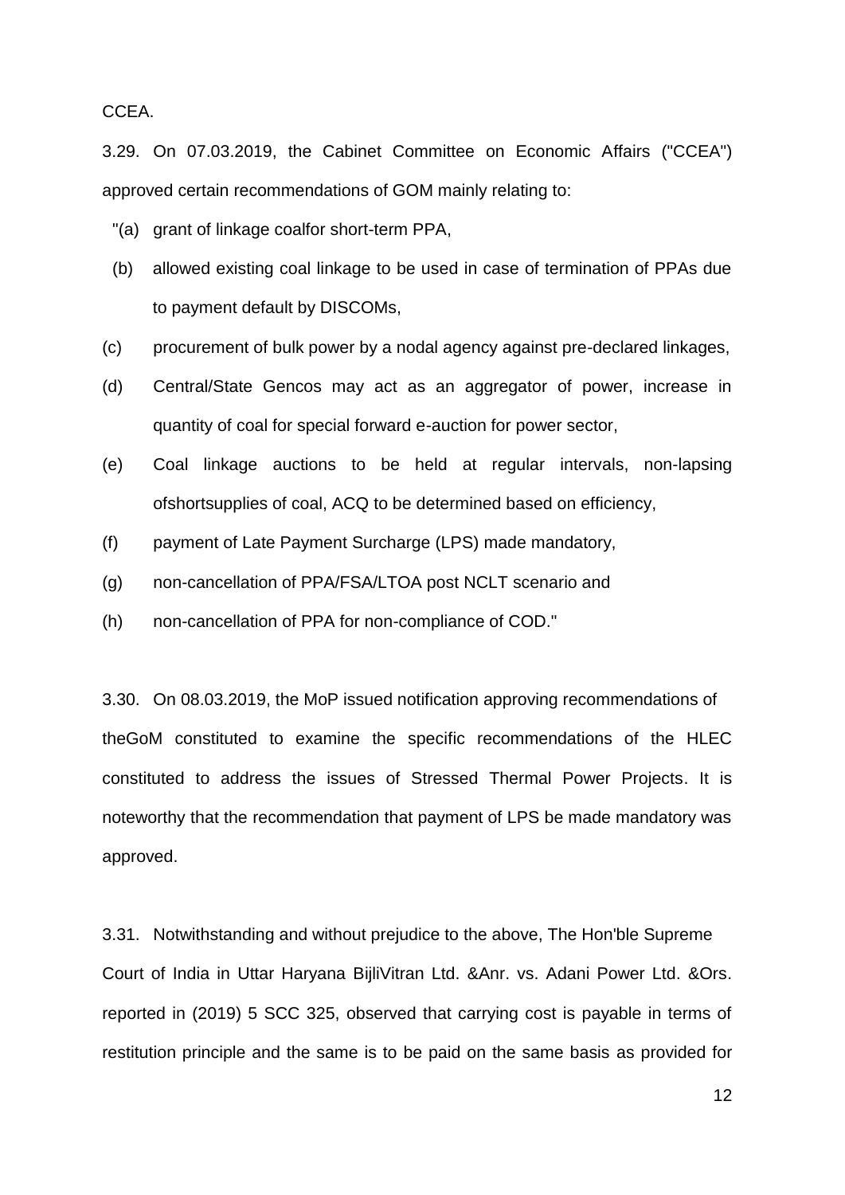CCEA.

3.29. On 07.03.2019, the Cabinet Committee on Economic Affairs ("CCEA") approved certain recommendations of GOM mainly relating to:

"(a) grant of linkage coalfor short-term PPA,

(b) allowed existing coal linkage to be used in case of termination of PPAs due to payment default by DISCOMs,

(c) procurement of bulk power by a nodal agency against pre-declared linkages,

(d) Central/State Gencos may act as an aggregator of power, increase in quantity of coal for special forward e-auction for power sector,

(e) Coal linkage auctions to be held at regular intervals, non-lapsing ofshortsupplies of coal, ACQ to be determined based on efficiency,

(f) payment of Late Payment Surcharge (LPS) made mandatory,

(g) non-cancellation of PPA/FSA/LTOA post NCLT scenario and

(h) non-cancellation of PPA for non-compliance of COD."

3.30. On 08.03.2019, the MoP issued notification approving recommendations of theGoM constituted to examine the specific recommendations of the HLEC constituted to address the issues of Stressed Thermal Power Projects. It is noteworthy that the recommendation that payment of LPS be made mandatory was approved.

3.31. Notwithstanding and without prejudice to the above, The Hon'ble Supreme Court of India in Uttar Haryana BijliVitran Ltd. &Anr. vs. Adani Power Ltd. &Ors. reported in (2019) 5 SCC 325, observed that carrying cost is payable in terms of restitution principle and the same is to be paid on the same basis as provided for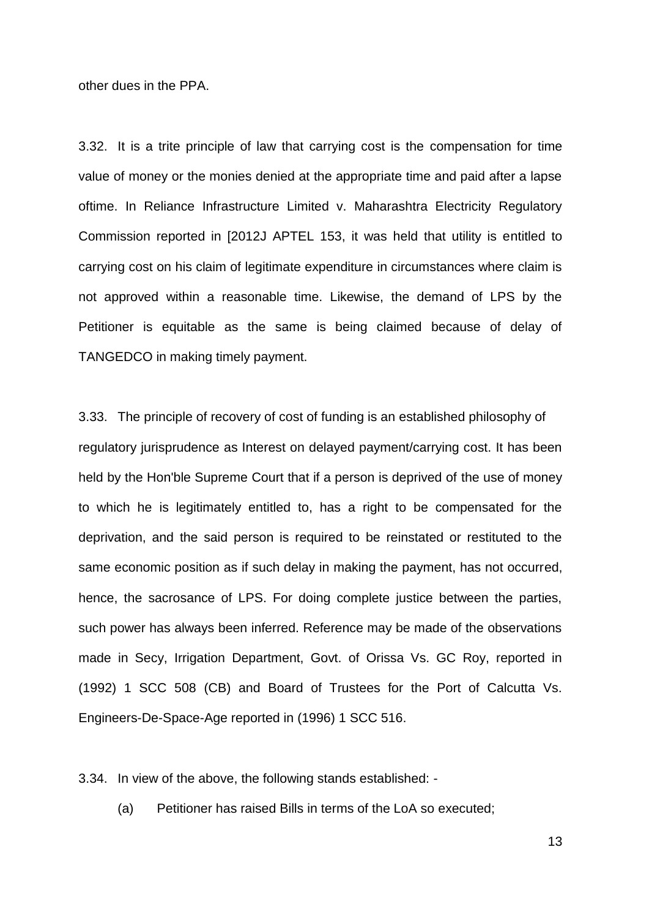other dues in the PPA.

3.32. It is a trite principle of law that carrying cost is the compensation for time value of money or the monies denied at the appropriate time and paid after a lapse oftime. In Reliance Infrastructure Limited v. Maharashtra Electricity Regulatory Commission reported in [2012J APTEL 153, it was held that utility is entitled to carrying cost on his claim of legitimate expenditure in circumstances where claim is not approved within a reasonable time. Likewise, the demand of LPS by the Petitioner is equitable as the same is being claimed because of delay of TANGEDCO in making timely payment.

3.33. The principle of recovery of cost of funding is an established philosophy of regulatory jurisprudence as Interest on delayed payment/carrying cost. It has been held by the Hon'ble Supreme Court that if a person is deprived of the use of money to which he is legitimately entitled to, has a right to be compensated for the deprivation, and the said person is required to be reinstated or restituted to the same economic position as if such delay in making the payment, has not occurred, hence, the sacrosance of LPS. For doing complete justice between the parties, such power has always been inferred. Reference may be made of the observations made in Secy, Irrigation Department, Govt. of Orissa Vs. GC Roy, reported in (1992) 1 SCC 508 (CB) and Board of Trustees for the Port of Calcutta Vs. Engineers-De-Space-Age reported in (1996) 1 SCC 516.

3.34. In view of the above, the following stands established: -

(a) Petitioner has raised Bills in terms of the LoA so executed;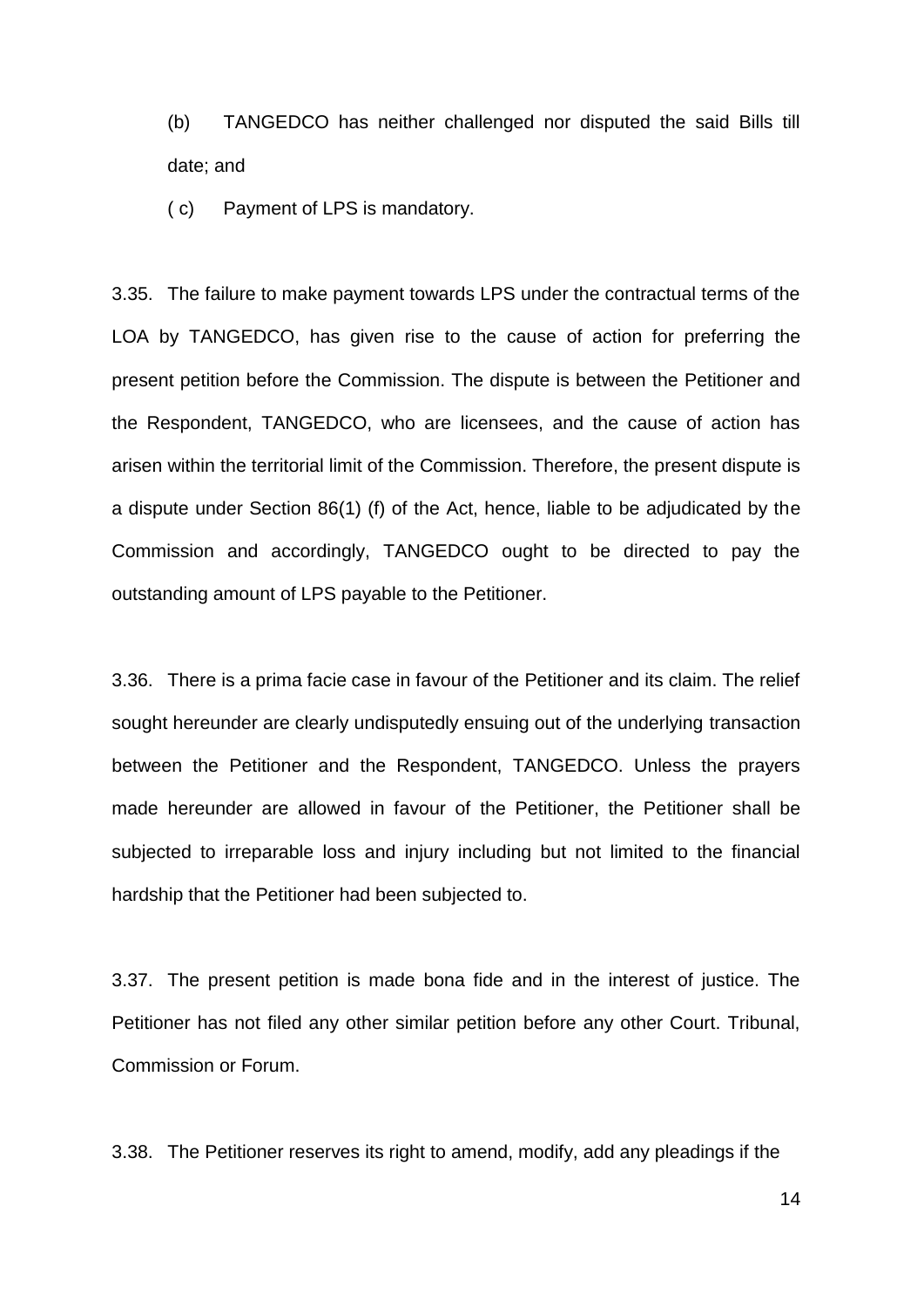(b) TANGEDCO has neither challenged nor disputed the said Bills till date; and

( c) Payment of LPS is mandatory.

3.35. The failure to make payment towards LPS under the contractual terms of the LOA by TANGEDCO, has given rise to the cause of action for preferring the present petition before the Commission. The dispute is between the Petitioner and the Respondent, TANGEDCO, who are licensees, and the cause of action has arisen within the territorial limit of the Commission. Therefore, the present dispute is a dispute under Section 86(1) (f) of the Act, hence, liable to be adjudicated by the Commission and accordingly, TANGEDCO ought to be directed to pay the outstanding amount of LPS payable to the Petitioner.

3.36. There is a prima facie case in favour of the Petitioner and its claim. The relief sought hereunder are clearly undisputedly ensuing out of the underlying transaction between the Petitioner and the Respondent, TANGEDCO. Unless the prayers made hereunder are allowed in favour of the Petitioner, the Petitioner shall be subjected to irreparable loss and injury including but not limited to the financial hardship that the Petitioner had been subjected to.

3.37. The present petition is made bona fide and in the interest of justice. The Petitioner has not filed any other similar petition before any other Court. Tribunal, Commission or Forum.

3.38. The Petitioner reserves its right to amend, modify, add any pleadings if the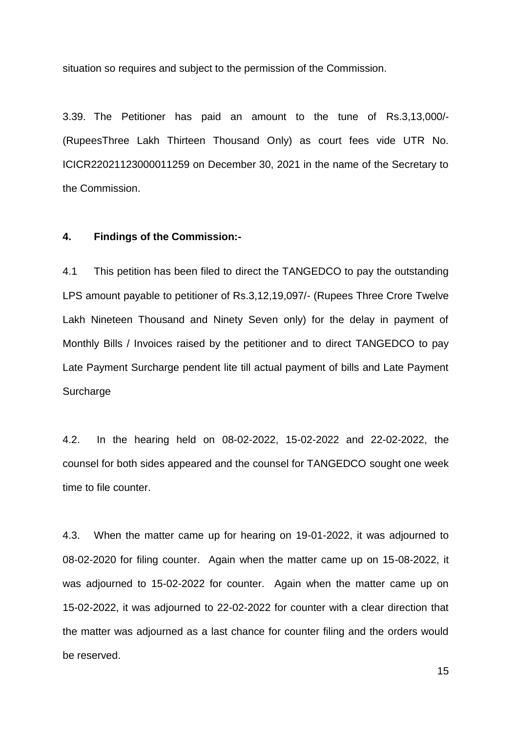situation so requires and subject to the permission of the Commission.

3.39. The Petitioner has paid an amount to the tune of Rs.3,13,000/- (RupeesThree Lakh Thirteen Thousand Only) as court fees vide UTR No. ICICR22021123000011259 on December 30, 2021 in the name of the Secretary to the Commission.

**4. Findings of the Commission:-**

4.1 This petition has been filed to direct the TANGEDCO to pay the outstanding LPS amount payable to petitioner of Rs.3,12,19,097/- (Rupees Three Crore Twelve Lakh Nineteen Thousand and Ninety Seven only) for the delay in payment of Monthly Bills / Invoices raised by the petitioner and to direct TANGEDCO to pay Late Payment Surcharge pendent lite till actual payment of bills and Late Payment Surcharge

4.2. In the hearing held on 08-02-2022, 15-02-2022 and 22-02-2022, the counsel for both sides appeared and the counsel for TANGEDCO sought one week time to file counter.

4.3. When the matter came up for hearing on 19-01-2022, it was adjourned to 08-02-2020 for filing counter. Again when the matter came up on 15-08-2022, it was adjourned to 15-02-2022 for counter. Again when the matter came up on 15-02-2022, it was adjourned to 22-02-2022 for counter with a clear direction that the matter was adjourned as a last chance for counter filing and the orders would be reserved.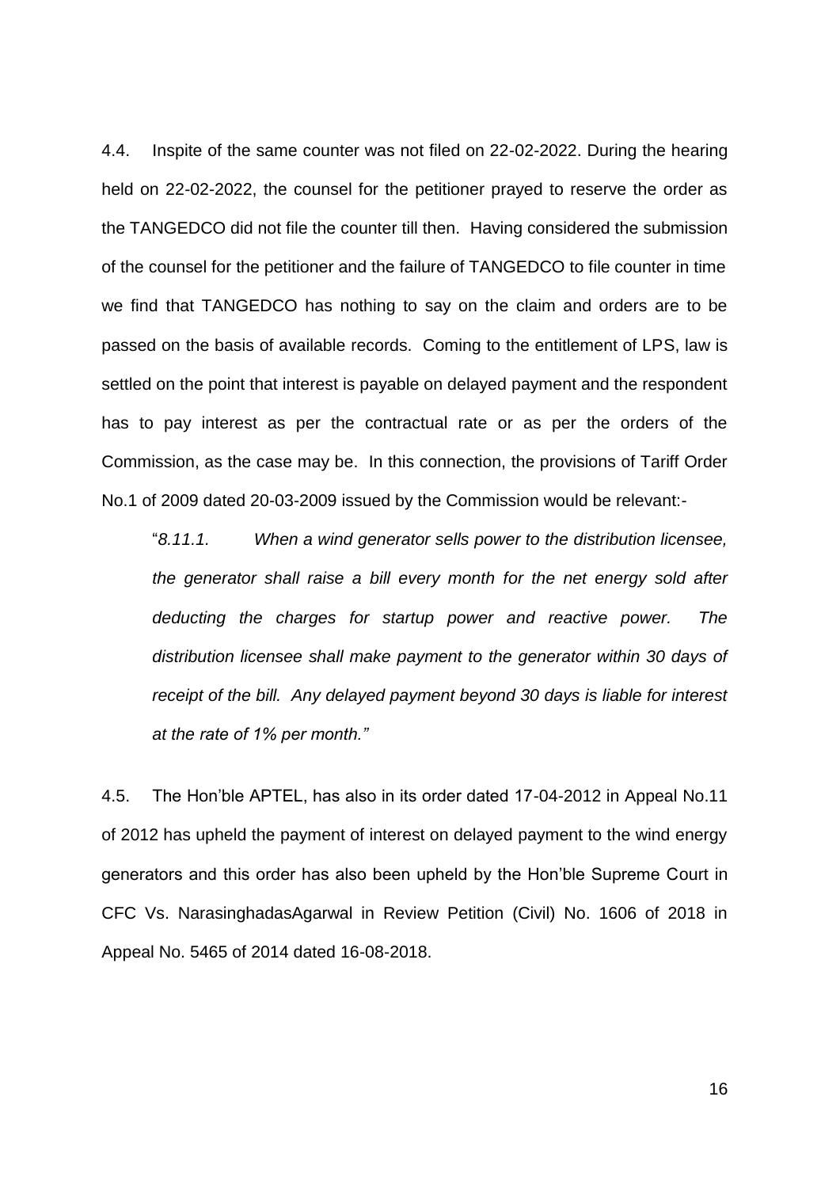4.4. Inspite of the same counter was not filed on 22-02-2022. During the hearing held on 22-02-2022, the counsel for the petitioner prayed to reserve the order as the TANGEDCO did not file the counter till then. Having considered the submission of the counsel for the petitioner and the failure of TANGEDCO to file counter in time we find that TANGEDCO has nothing to say on the claim and orders are to be passed on the basis of available records. Coming to the entitlement of LPS, law is settled on the point that interest is payable on delayed payment and the respondent has to pay interest as per the contractual rate or as per the orders of the Commission, as the case may be. In this connection, the provisions of Tariff Order No.1 of 2009 dated 20-03-2009 issued by the Commission would be relevant:-

> "*8.11.1. When a wind generator sells power to the distribution licensee, the generator shall raise a bill every month for the net energy sold after deducting the charges for startup power and reactive power. The distribution licensee shall make payment to the generator within 30 days of receipt of the bill. Any delayed payment beyond 30 days is liable for interest at the rate of 1% per month.*"

4.5. The Hon'ble APTEL, has also in its order dated 17-04-2012 in Appeal No.11 of 2012 has upheld the payment of interest on delayed payment to the wind energy generators and this order has also been upheld by the Hon'ble Supreme Court in CFC Vs. NarasinghadasAgarwal in Review Petition (Civil) No. 1606 of 2018 in Appeal No. 5465 of 2014 dated 16-08-2018.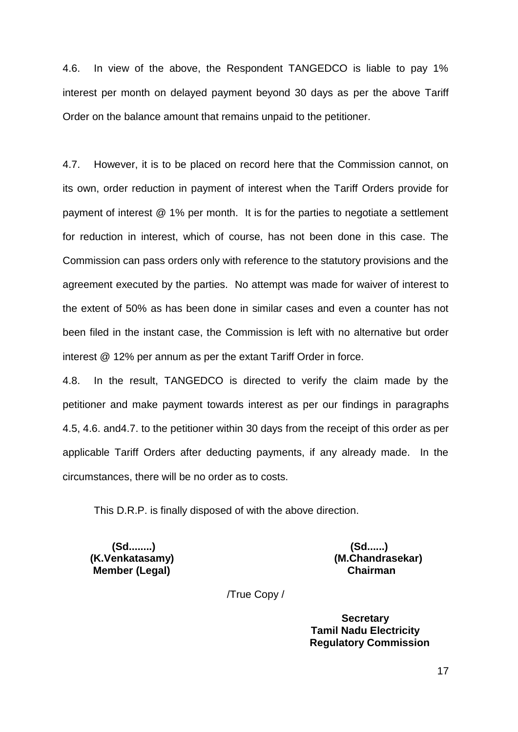4.6. In view of the above, the Respondent TANGEDCO is liable to pay 1% interest per month on delayed payment beyond 30 days as per the above Tariff Order on the balance amount that remains unpaid to the petitioner.

4.7. However, it is to be placed on record here that the Commission cannot, on its own, order reduction in payment of interest when the Tariff Orders provide for payment of interest @ 1% per month. It is for the parties to negotiate a settlement for reduction in interest, which of course, has not been done in this case. The Commission can pass orders only with reference to the statutory provisions and the agreement executed by the parties. No attempt was made for waiver of interest to the extent of 50% as has been done in similar cases and even a counter has not been filed in the instant case, the Commission is left with no alternative but order interest @ 12% per annum as per the extant Tariff Order in force.

4.8. In the result, TANGEDCO is directed to verify the claim made by the petitioner and make payment towards interest as per our findings in paragraphs 4.5, 4.6. and4.7. to the petitioner within 30 days from the receipt of this order as per applicable Tariff Orders after deducting payments, if any already made. In the circumstances, there will be no order as to costs.

This D.R.P. is finally disposed of with the above direction.

| | |
|---|---|
| **(Sd........)** | **(Sd......)** |
| **(K.Venkatasamy)** | **(M.Chandrasekar)** |
| **Member (Legal)** | **Chairman** |

/True Copy /

**Secretary**
**Tamil Nadu Electricity**
**Regulatory Commission**